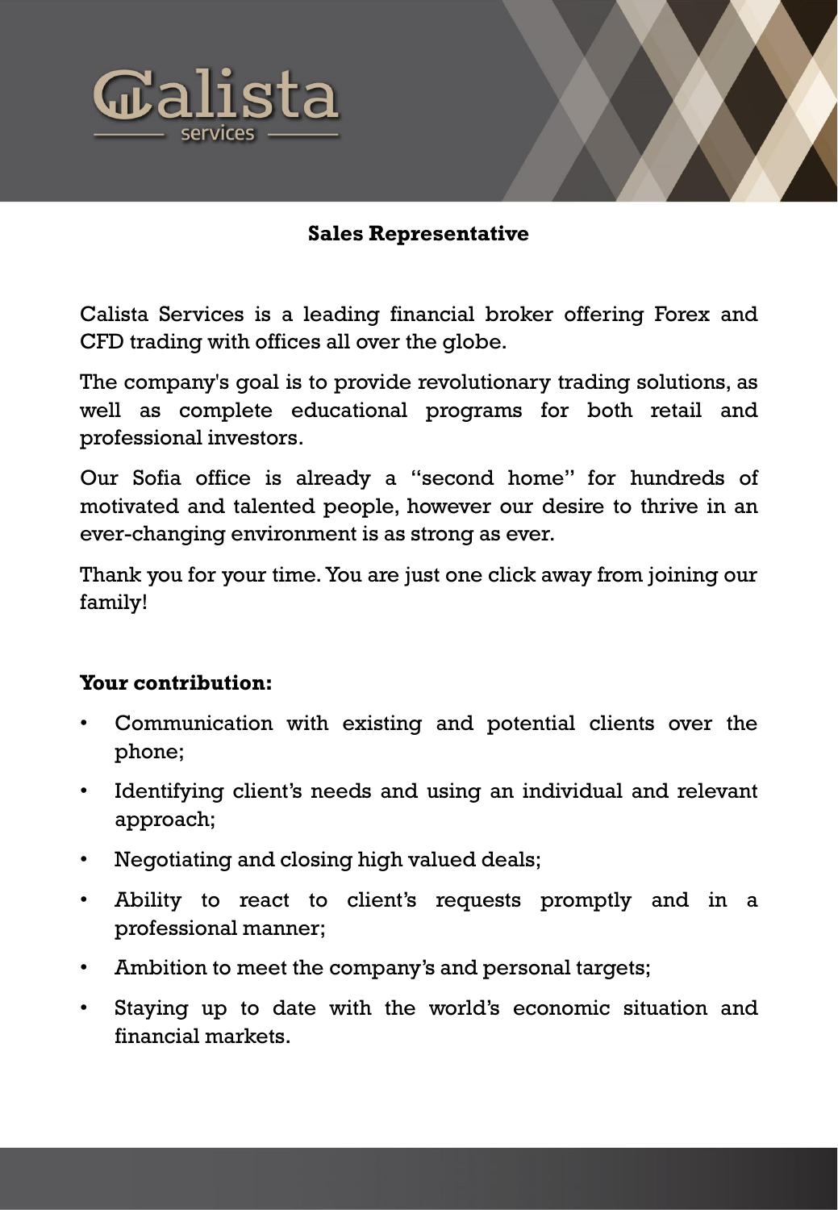Calista
services

**Sales Representative**

Calista Services is a leading financial broker offering Forex and CFD trading with offices all over the globe.

The company's goal is to provide revolutionary trading solutions, as well as complete educational programs for both retail and professional investors.

Our Sofia office is already a "second home" for hundreds of motivated and talented people, however our desire to thrive in an ever-changing environment is as strong as ever.

Thank you for your time. You are just one click away from joining our family!

**Your contribution:**

- Communication with existing and potential clients over the phone;
- Identifying client's needs and using an individual and relevant approach;
- Negotiating and closing high valued deals;
- Ability to react to client's requests promptly and in a professional manner;
- Ambition to meet the company's and personal targets;
- Staying up to date with the world's economic situation and financial markets.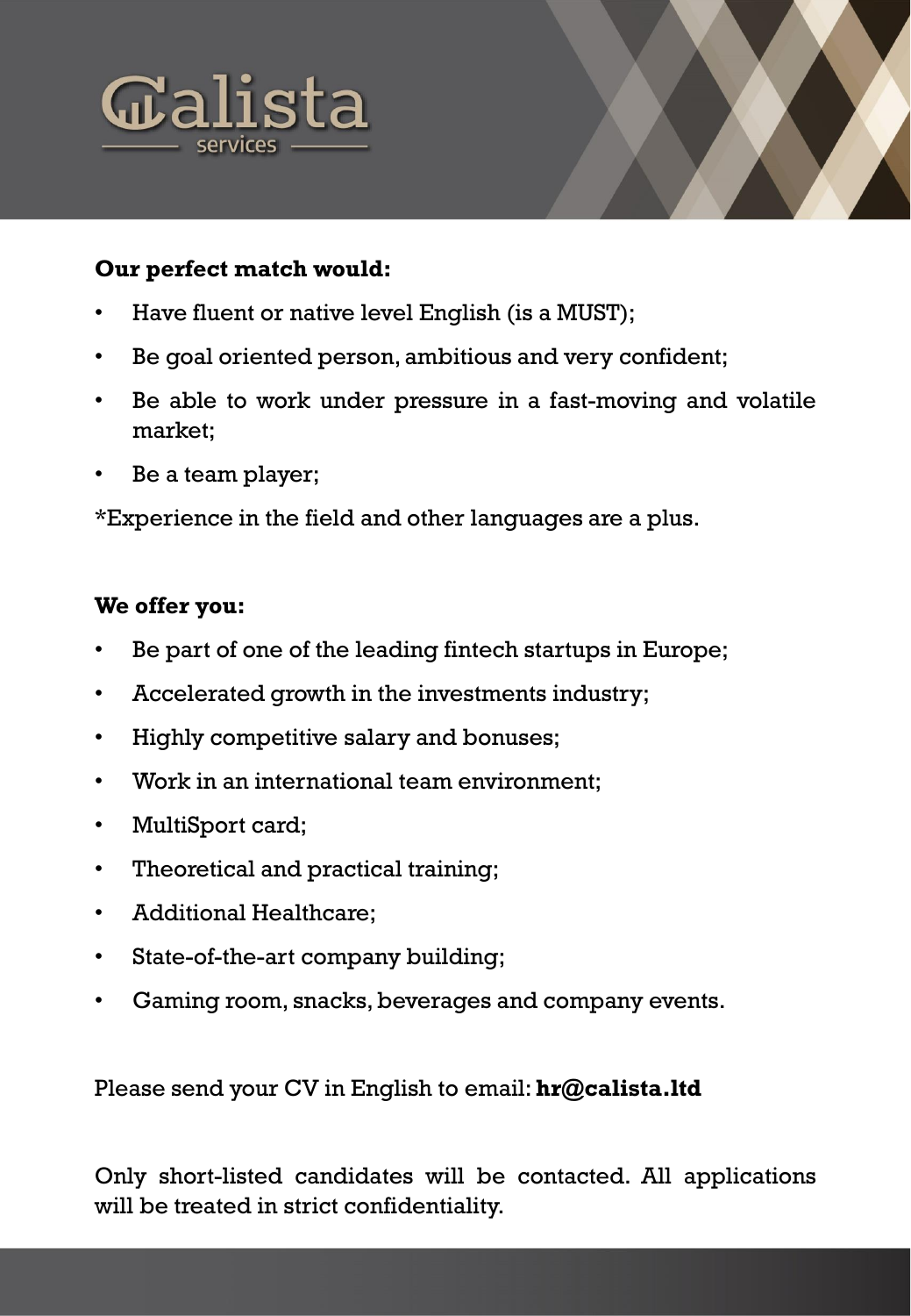Calista
services

**Our perfect match would:**

- Have fluent or native level English (is a MUST);
- Be goal oriented person, ambitious and very confident;
- Be able to work under pressure in a fast-moving and volatile market;
- Be a team player;

*Experience in the field and other languages are a plus.

**We offer you:**

- Be part of one of the leading fintech startups in Europe;
- Accelerated growth in the investments industry;
- Highly competitive salary and bonuses;
- Work in an international team environment;
- MultiSport card;
- Theoretical and practical training;
- Additional Healthcare;
- State-of-the-art company building;
- Gaming room, snacks, beverages and company events.

Please send your CV in English to email: **hr@calista.ltd**

Only short-listed candidates will be contacted. All applications will be treated in strict confidentiality.